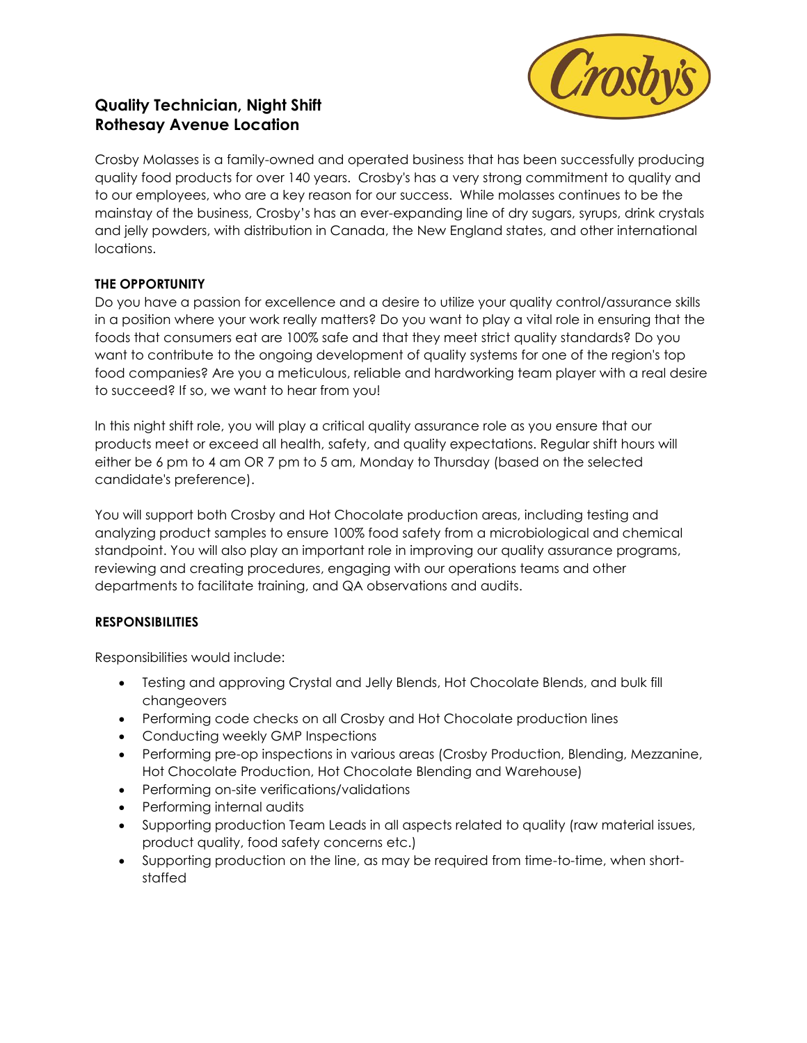# Quality Technician, Night Shift
# Rothesay Avenue Location

Crosby Molasses is a family-owned and operated business that has been successfully producing quality food products for over 140 years. Crosby's has a very strong commitment to quality and to our employees, who are a key reason for our success. While molasses continues to be the mainstay of the business, Crosby's has an ever-expanding line of dry sugars, syrups, drink crystals and jelly powders, with distribution in Canada, the New England states, and other international locations.

## THE OPPORTUNITY

Do you have a passion for excellence and a desire to utilize your quality control/assurance skills in a position where your work really matters? Do you want to play a vital role in ensuring that the foods that consumers eat are 100% safe and that they meet strict quality standards? Do you want to contribute to the ongoing development of quality systems for one of the region's top food companies? Are you a meticulous, reliable and hardworking team player with a real desire to succeed? If so, we want to hear from you!

In this night shift role, you will play a critical quality assurance role as you ensure that our products meet or exceed all health, safety, and quality expectations. Regular shift hours will either be 6 pm to 4 am OR 7 pm to 5 am, Monday to Thursday (based on the selected candidate's preference).

You will support both Crosby and Hot Chocolate production areas, including testing and analyzing product samples to ensure 100% food safety from a microbiological and chemical standpoint. You will also play an important role in improving our quality assurance programs, reviewing and creating procedures, engaging with our operations teams and other departments to facilitate training, and QA observations and audits.

## RESPONSIBILITIES

Responsibilities would include:

- Testing and approving Crystal and Jelly Blends, Hot Chocolate Blends, and bulk fill changeovers
- Performing code checks on all Crosby and Hot Chocolate production lines
- Conducting weekly GMP Inspections
- Performing pre-op inspections in various areas (Crosby Production, Blending, Mezzanine, Hot Chocolate Production, Hot Chocolate Blending and Warehouse)
- Performing on-site verifications/validations
- Performing internal audits
- Supporting production Team Leads in all aspects related to quality (raw material issues, product quality, food safety concerns etc.)
- Supporting production on the line, as may be required from time-to-time, when short-staffed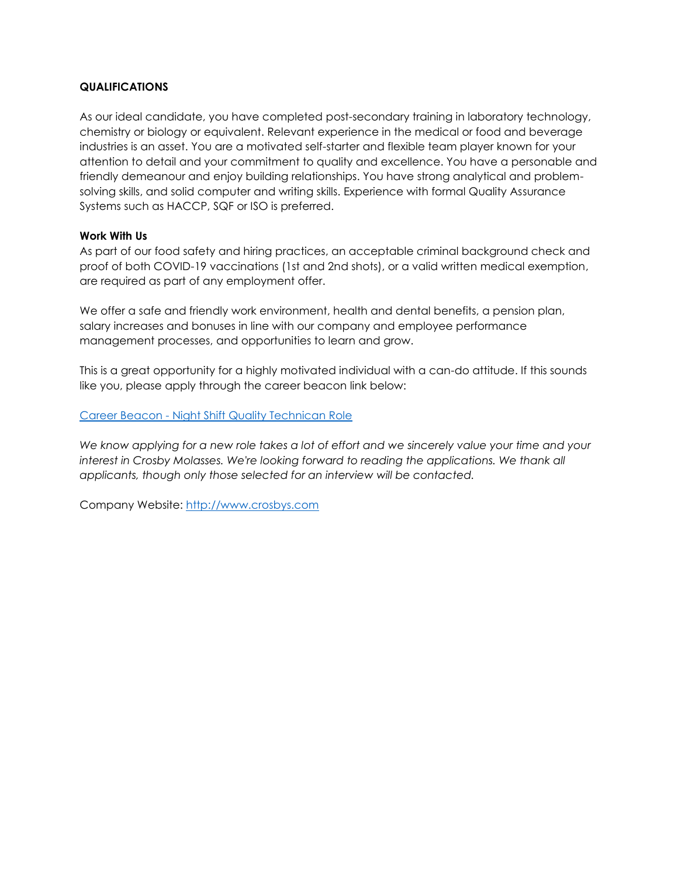**QUALIFICATIONS**

As our ideal candidate, you have completed post-secondary training in laboratory technology, chemistry or biology or equivalent. Relevant experience in the medical or food and beverage industries is an asset. You are a motivated self-starter and flexible team player known for your attention to detail and your commitment to quality and excellence. You have a personable and friendly demeanour and enjoy building relationships. You have strong analytical and problem-solving skills, and solid computer and writing skills. Experience with formal Quality Assurance Systems such as HACCP, SQF or ISO is preferred.

**Work With Us**

As part of our food safety and hiring practices, an acceptable criminal background check and proof of both COVID-19 vaccinations (1st and 2nd shots), or a valid written medical exemption, are required as part of any employment offer.

We offer a safe and friendly work environment, health and dental benefits, a pension plan, salary increases and bonuses in line with our company and employee performance management processes, and opportunities to learn and grow.

This is a great opportunity for a highly motivated individual with a can-do attitude. If this sounds like you, please apply through the career beacon link below:

Career Beacon - Night Shift Quality Technican Role

*We know applying for a new role takes a lot of effort and we sincerely value your time and your interest in Crosby Molasses. We're looking forward to reading the applications. We thank all applicants, though only those selected for an interview will be contacted.*

Company Website: http://www.crosbys.com